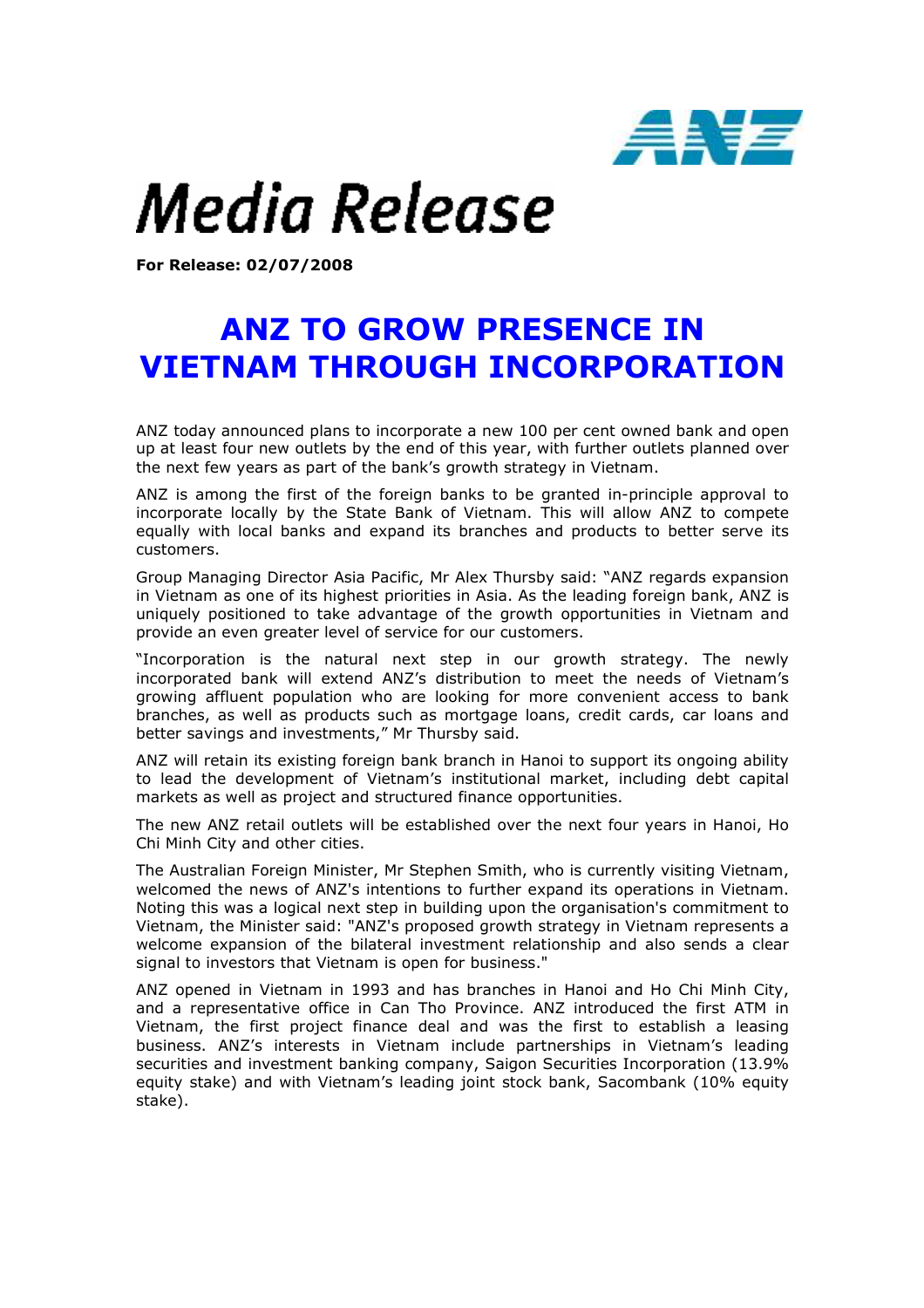# Media Release

**For Release: 02/07/2008**

## ANZ TO GROW PRESENCE IN VIETNAM THROUGH INCORPORATION

ANZ today announced plans to incorporate a new 100 per cent owned bank and open up at least four new outlets by the end of this year, with further outlets planned over the next few years as part of the bank's growth strategy in Vietnam.

ANZ is among the first of the foreign banks to be granted in-principle approval to incorporate locally by the State Bank of Vietnam. This will allow ANZ to compete equally with local banks and expand its branches and products to better serve its customers.

Group Managing Director Asia Pacific, Mr Alex Thursby said: "ANZ regards expansion in Vietnam as one of its highest priorities in Asia. As the leading foreign bank, ANZ is uniquely positioned to take advantage of the growth opportunities in Vietnam and provide an even greater level of service for our customers.

"Incorporation is the natural next step in our growth strategy. The newly incorporated bank will extend ANZ's distribution to meet the needs of Vietnam's growing affluent population who are looking for more convenient access to bank branches, as well as products such as mortgage loans, credit cards, car loans and better savings and investments," Mr Thursby said.

ANZ will retain its existing foreign bank branch in Hanoi to support its ongoing ability to lead the development of Vietnam's institutional market, including debt capital markets as well as project and structured finance opportunities.

The new ANZ retail outlets will be established over the next four years in Hanoi, Ho Chi Minh City and other cities.

The Australian Foreign Minister, Mr Stephen Smith, who is currently visiting Vietnam, welcomed the news of ANZ's intentions to further expand its operations in Vietnam. Noting this was a logical next step in building upon the organisation's commitment to Vietnam, the Minister said: "ANZ's proposed growth strategy in Vietnam represents a welcome expansion of the bilateral investment relationship and also sends a clear signal to investors that Vietnam is open for business."

ANZ opened in Vietnam in 1993 and has branches in Hanoi and Ho Chi Minh City, and a representative office in Can Tho Province. ANZ introduced the first ATM in Vietnam, the first project finance deal and was the first to establish a leasing business. ANZ's interests in Vietnam include partnerships in Vietnam's leading securities and investment banking company, Saigon Securities Incorporation (13.9% equity stake) and with Vietnam's leading joint stock bank, Sacombank (10% equity stake).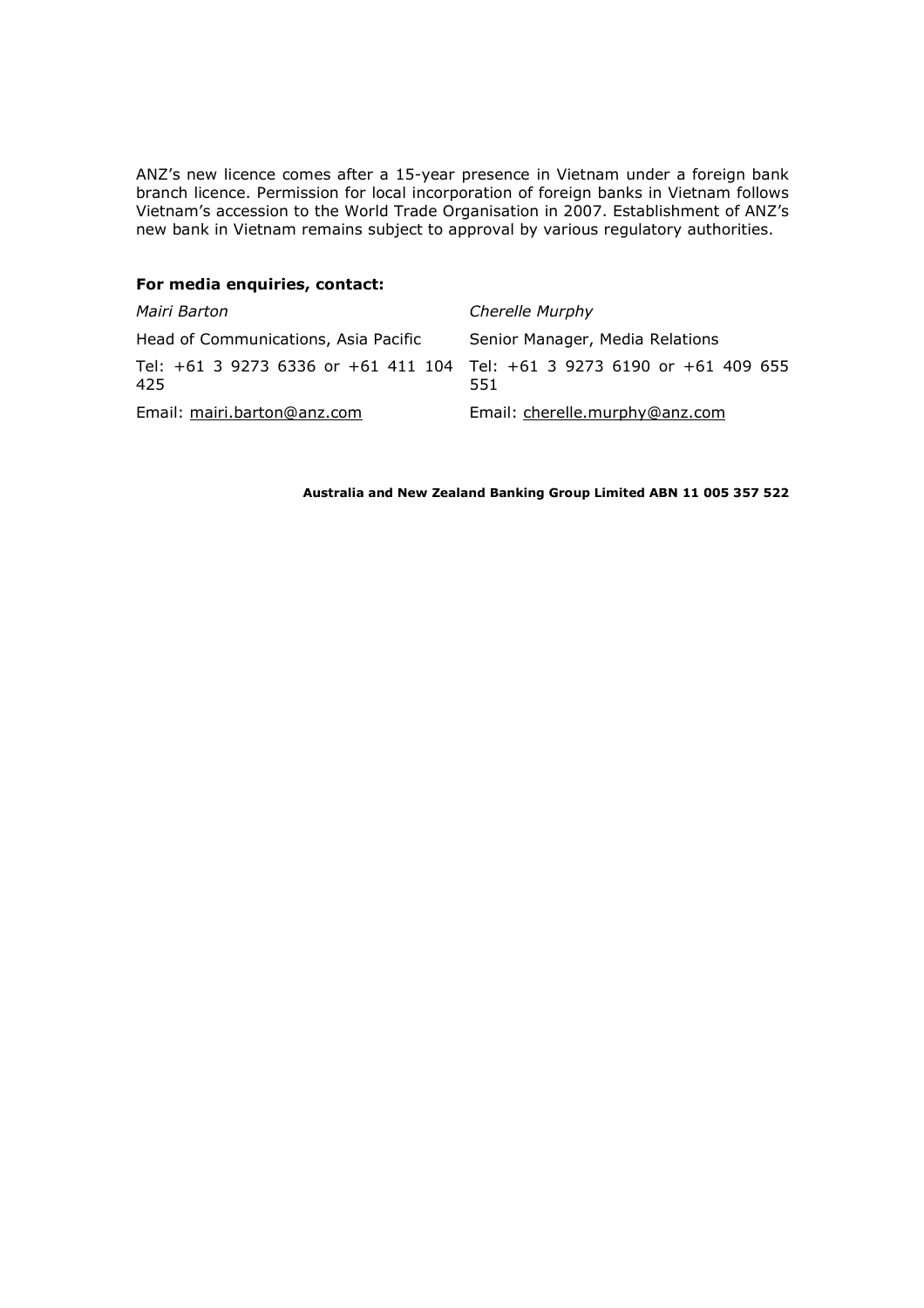ANZ's new licence comes after a 15-year presence in Vietnam under a foreign bank branch licence. Permission for local incorporation of foreign banks in Vietnam follows Vietnam's accession to the World Trade Organisation in 2007. Establishment of ANZ's new bank in Vietnam remains subject to approval by various regulatory authorities.

**For media enquiries, contact:**

| | |
|---|---|
| *Mairi Barton* | *Cherelle Murphy* |
| Head of Communications, Asia Pacific | Senior Manager, Media Relations |
| Tel: +61 3 9273 6336 or +61 411 104 425 | Tel: +61 3 9273 6190 or +61 409 655 551 |
| Email: mairi.barton@anz.com | Email: cherelle.murphy@anz.com |

**Australia and New Zealand Banking Group Limited ABN 11 005 357 522**